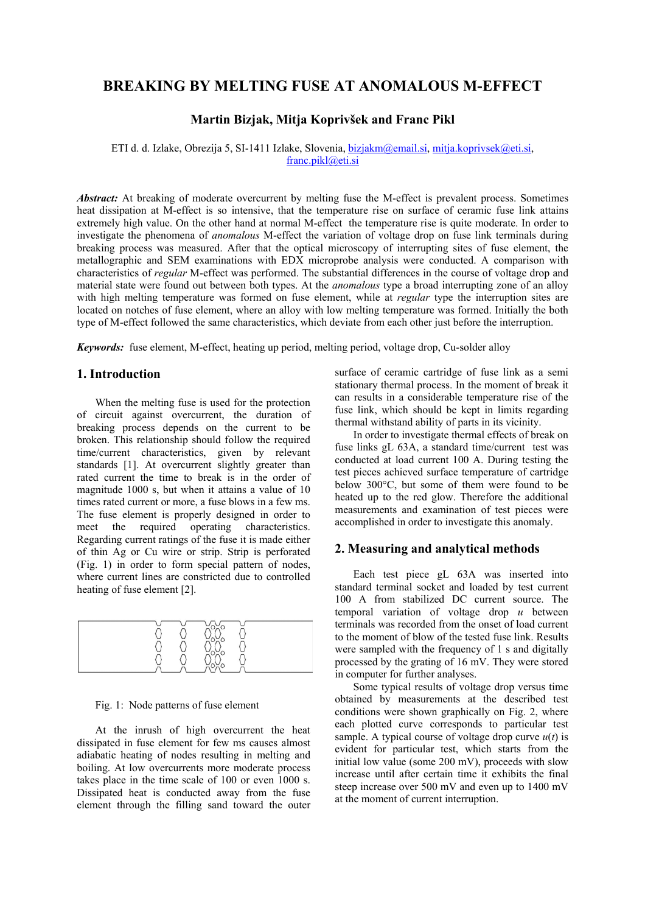# BREAKING BY MELTING FUSE AT ANOMALOUS M-EFFECT

**Martin Bizjak, Mitja Koprivšek and Franc Pikl**

ETI d. d. Izlake, Obrezija 5, SI-1411 Izlake, Slovenia, bizjakm@email.si, mitja.koprivsek@eti.si, franc.pikl@eti.si

***Abstract:*** At breaking of moderate overcurrent by melting fuse the M-effect is prevalent process. Sometimes heat dissipation at M-effect is so intensive, that the temperature rise on surface of ceramic fuse link attains extremely high value. On the other hand at normal M-effect the temperature rise is quite moderate. In order to investigate the phenomena of *anomalous* M-effect the variation of voltage drop on fuse link terminals during breaking process was measured. After that the optical microscopy of interrupting sites of fuse element, the metallographic and SEM examinations with EDX microprobe analysis were conducted. A comparison with characteristics of *regular* M-effect was performed. The substantial differences in the course of voltage drop and material state were found out between both types. At the *anomalous* type a broad interrupting zone of an alloy with high melting temperature was formed on fuse element, while at *regular* type the interruption sites are located on notches of fuse element, where an alloy with low melting temperature was formed. Initially the both type of M-effect followed the same characteristics, which deviate from each other just before the interruption.

***Keywords:*** fuse element, M-effect, heating up period, melting period, voltage drop, Cu-solder alloy

## 1. Introduction

When the melting fuse is used for the protection of circuit against overcurrent, the duration of breaking process depends on the current to be broken. This relationship should follow the required time/current characteristics, given by relevant standards [1]. At overcurrent slightly greater than rated current the time to break is in the order of magnitude 1000 s, but when it attains a value of 10 times rated current or more, a fuse blows in a few ms. The fuse element is properly designed in order to meet the required operating characteristics. Regarding current ratings of the fuse it is made either of thin Ag or Cu wire or strip. Strip is perforated (Fig. 1) in order to form special pattern of nodes, where current lines are constricted due to controlled heating of fuse element [2].

Fig. 1: Node patterns of fuse element

At the inrush of high overcurrent the heat dissipated in fuse element for few ms causes almost adiabatic heating of nodes resulting in melting and boiling. At low overcurrents more moderate process takes place in the time scale of 100 or even 1000 s. Dissipated heat is conducted away from the fuse element through the filling sand toward the outer surface of ceramic cartridge of fuse link as a semi stationary thermal process. In the moment of break it can results in a considerable temperature rise of the fuse link, which should be kept in limits regarding thermal withstand ability of parts in its vicinity.

In order to investigate thermal effects of break on fuse links gL 63A, a standard time/current test was conducted at load current 100 A. During testing the test pieces achieved surface temperature of cartridge below 300°C, but some of them were found to be heated up to the red glow. Therefore the additional measurements and examination of test pieces were accomplished in order to investigate this anomaly.

## 2. Measuring and analytical methods

Each test piece gL 63A was inserted into standard terminal socket and loaded by test current 100 A from stabilized DC current source. The temporal variation of voltage drop $u$ between terminals was recorded from the onset of load current to the moment of blow of the tested fuse link. Results were sampled with the frequency of 1 s and digitally processed by the grating of 16 mV. They were stored in computer for further analyses.

Some typical results of voltage drop versus time obtained by measurements at the described test conditions were shown graphically on Fig. 2, where each plotted curve corresponds to particular test sample. A typical course of voltage drop curve $u(t)$ is evident for particular test, which starts from the initial low value (some 200 mV), proceeds with slow increase until after certain time it exhibits the final steep increase over 500 mV and even up to 1400 mV at the moment of current interruption.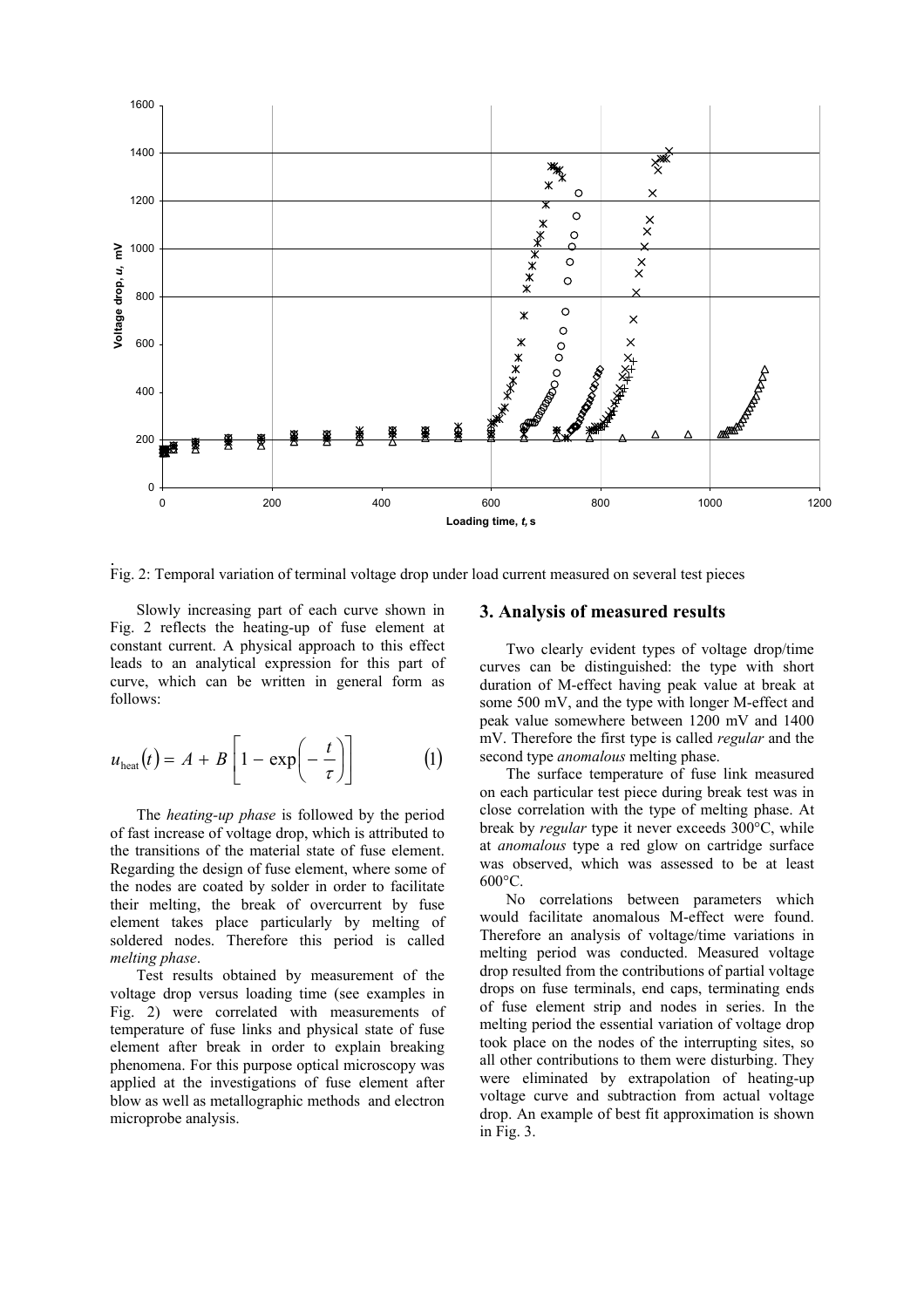Fig. 2: Temporal variation of terminal voltage drop under load current measured on several test pieces

Slowly increasing part of each curve shown in Fig. 2 reflects the heating-up of fuse element at constant current. A physical approach to this effect leads to an analytical expression for this part of curve, which can be written in general form as follows:

$$u_{\text{heat}}(t) = A + B\left[1 - \exp\left(-\frac{t}{\tau}\right)\right] \qquad (1)$$

The *heating-up phase* is followed by the period of fast increase of voltage drop, which is attributed to the transitions of the material state of fuse element. Regarding the design of fuse element, where some of the nodes are coated by solder in order to facilitate their melting, the break of overcurrent by fuse element takes place particularly by melting of soldered nodes. Therefore this period is called *melting phase*.

Test results obtained by measurement of the voltage drop versus loading time (see examples in Fig. 2) were correlated with measurements of temperature of fuse links and physical state of fuse element after break in order to explain breaking phenomena. For this purpose optical microscopy was applied at the investigations of fuse element after blow as well as metallographic methods and electron microprobe analysis.

## 3. Analysis of measured results

Two clearly evident types of voltage drop/time curves can be distinguished: the type with short duration of M-effect having peak value at break at some 500 mV, and the type with longer M-effect and peak value somewhere between 1200 mV and 1400 mV. Therefore the first type is called *regular* and the second type *anomalous* melting phase.

The surface temperature of fuse link measured on each particular test piece during break test was in close correlation with the type of melting phase. At break by *regular* type it never exceeds 300°C, while at *anomalous* type a red glow on cartridge surface was observed, which was assessed to be at least 600°C.

No correlations between parameters which would facilitate anomalous M-effect were found. Therefore an analysis of voltage/time variations in melting period was conducted. Measured voltage drop resulted from the contributions of partial voltage drops on fuse terminals, end caps, terminating ends of fuse element strip and nodes in series. In the melting period the essential variation of voltage drop took place on the nodes of the interrupting sites, so all other contributions to them were disturbing. They were eliminated by extrapolation of heating-up voltage curve and subtraction from actual voltage drop. An example of best fit approximation is shown in Fig. 3.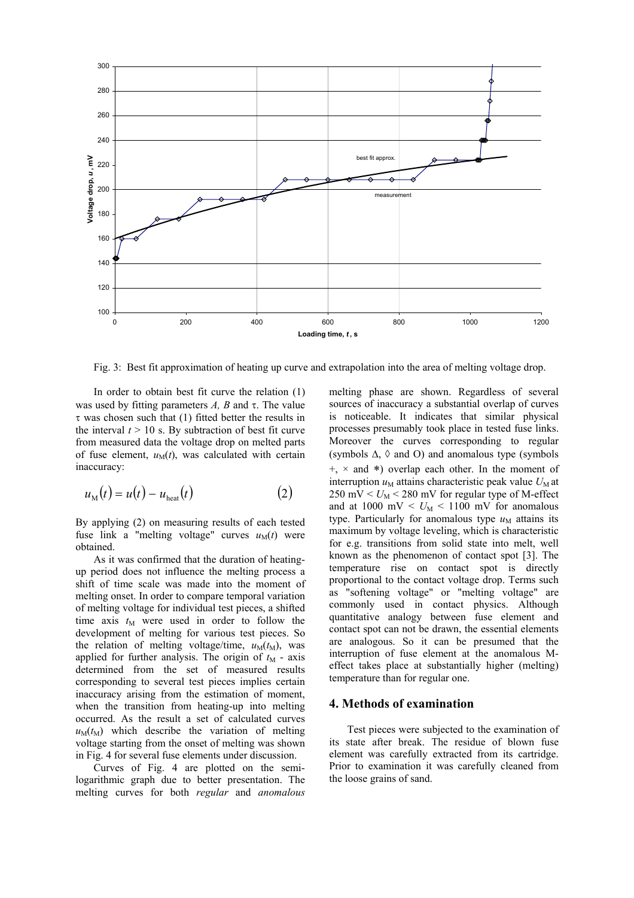Fig. 3: Best fit approximation of heating up curve and extrapolation into the area of melting voltage drop.

In order to obtain best fit curve the relation (1) was used by fitting parameters $A$, $B$ and $\tau$. The value $\tau$ was chosen such that (1) fitted better the results in the interval $t > 10$ s. By subtraction of best fit curve from measured data the voltage drop on melted parts of fuse element, $u_M(t)$, was calculated with certain inaccuracy:

$$u_M(t) = u(t) - u_{heat}(t) \tag{2}$$

By applying (2) on measuring results of each tested fuse link a "melting voltage" curves $u_M(t)$ were obtained.

As it was confirmed that the duration of heating-up period does not influence the melting process a shift of time scale was made into the moment of melting onset. In order to compare temporal variation of melting voltage for individual test pieces, a shifted time axis $t_M$ were used in order to follow the development of melting for various test pieces. So the relation of melting voltage/time, $u_M(t_M)$, was applied for further analysis. The origin of $t_M$ - axis determined from the set of measured results corresponding to several test pieces implies certain inaccuracy arising from the estimation of moment, when the transition from heating-up into melting occurred. As the result a set of calculated curves $u_M(t_M)$ which describe the variation of melting voltage starting from the onset of melting was shown in Fig. 4 for several fuse elements under discussion.

Curves of Fig. 4 are plotted on the semi-logarithmic graph due to better presentation. The melting curves for both *regular* and *anomalous* melting phase are shown. Regardless of several sources of inaccuracy a substantial overlap of curves is noticeable. It indicates that similar physical processes presumably took place in tested fuse links. Moreover the curves corresponding to regular (symbols $\Delta$, $\Diamond$ and O) and anomalous type (symbols +, × and *) overlap each other. In the moment of interruption $u_M$ attains characteristic peak value $U_M$ at 250 mV < $U_M$ < 280 mV for regular type of M-effect and at 1000 mV < $U_M$ < 1100 mV for anomalous type. Particularly for anomalous type $u_M$ attains its maximum by voltage leveling, which is characteristic for e.g. transitions from solid state into melt, well known as the phenomenon of contact spot [3]. The temperature rise on contact spot is directly proportional to the contact voltage drop. Terms such as "softening voltage" or "melting voltage" are commonly used in contact physics. Although quantitative analogy between fuse element and contact spot can not be drawn, the essential elements are analogous. So it can be presumed that the interruption of fuse element at the anomalous M-effect takes place at substantially higher (melting) temperature than for regular one.

## 4. Methods of examination

Test pieces were subjected to the examination of its state after break. The residue of blown fuse element was carefully extracted from its cartridge. Prior to examination it was carefully cleaned from the loose grains of sand.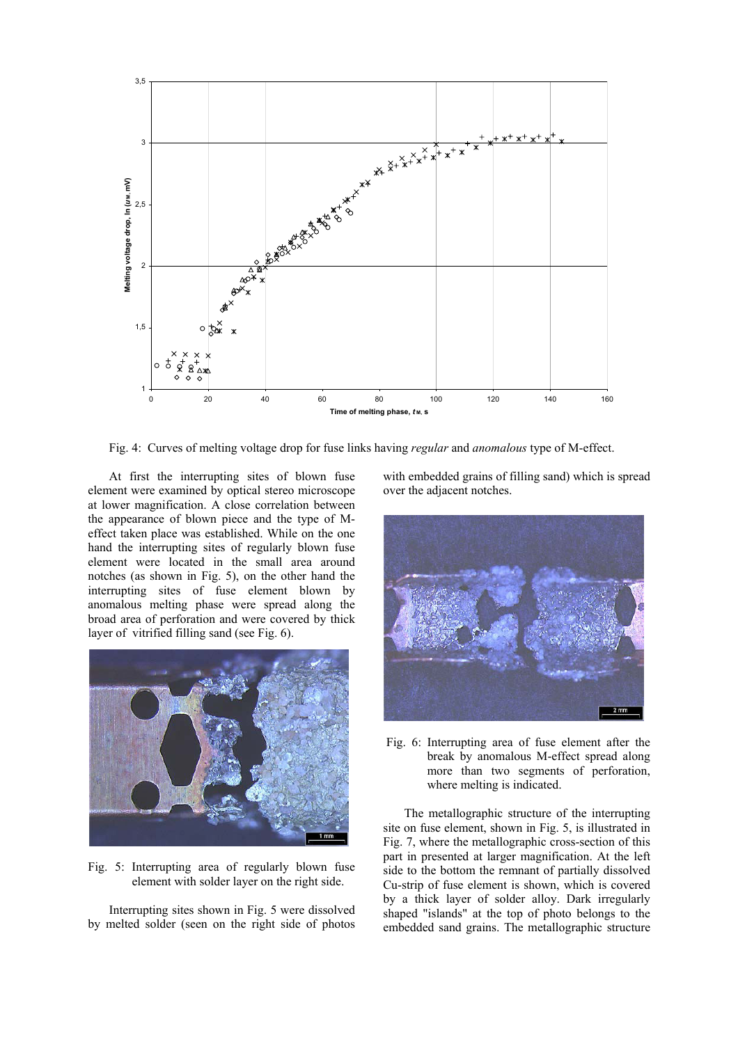Fig. 4: Curves of melting voltage drop for fuse links having *regular* and *anomalous* type of M-effect.

At first the interrupting sites of blown fuse element were examined by optical stereo microscope at lower magnification. A close correlation between the appearance of blown piece and the type of M-effect taken place was established. While on the one hand the interrupting sites of regularly blown fuse element were located in the small area around notches (as shown in Fig. 5), on the other hand the interrupting sites of fuse element blown by anomalous melting phase were spread along the broad area of perforation and were covered by thick layer of vitrified filling sand (see Fig. 6).

Fig. 5: Interrupting area of regularly blown fuse element with solder layer on the right side.

Interrupting sites shown in Fig. 5 were dissolved by melted solder (seen on the right side of photos with embedded grains of filling sand) which is spread over the adjacent notches.

Fig. 6: Interrupting area of fuse element after the break by anomalous M-effect spread along more than two segments of perforation, where melting is indicated.

The metallographic structure of the interrupting site on fuse element, shown in Fig. 5, is illustrated in Fig. 7, where the metallographic cross-section of this part in presented at larger magnification. At the left side to the bottom the remnant of partially dissolved Cu-strip of fuse element is shown, which is covered by a thick layer of solder alloy. Dark irregularly shaped "islands" at the top of photo belongs to the embedded sand grains. The metallographic structure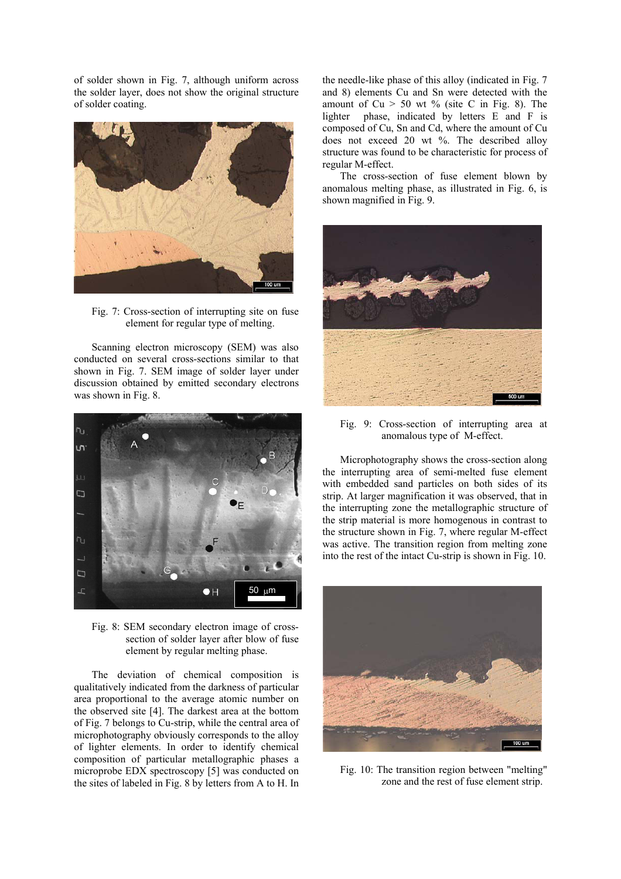of solder shown in Fig. 7, although uniform across the solder layer, does not show the original structure of solder coating.

Fig. 7: Cross-section of interrupting site on fuse element for regular type of melting.

Scanning electron microscopy (SEM) was also conducted on several cross-sections similar to that shown in Fig. 7. SEM image of solder layer under discussion obtained by emitted secondary electrons was shown in Fig. 8.

Fig. 8: SEM secondary electron image of cross-section of solder layer after blow of fuse element by regular melting phase.

The deviation of chemical composition is qualitatively indicated from the darkness of particular area proportional to the average atomic number on the observed site [4]. The darkest area at the bottom of Fig. 7 belongs to Cu-strip, while the central area of microphotography obviously corresponds to the alloy of lighter elements. In order to identify chemical composition of particular metallographic phases a microprobe EDX spectroscopy [5] was conducted on the sites of labeled in Fig. 8 by letters from A to H. In the needle-like phase of this alloy (indicated in Fig. 7 and 8) elements Cu and Sn were detected with the amount of Cu > 50 wt % (site C in Fig. 8). The lighter phase, indicated by letters E and F is composed of Cu, Sn and Cd, where the amount of Cu does not exceed 20 wt %. The described alloy structure was found to be characteristic for process of regular M-effect.

The cross-section of fuse element blown by anomalous melting phase, as illustrated in Fig. 6, is shown magnified in Fig. 9.

Fig. 9: Cross-section of interrupting area at anomalous type of M-effect.

Microphotography shows the cross-section along the interrupting area of semi-melted fuse element with embedded sand particles on both sides of its strip. At larger magnification it was observed, that in the interrupting zone the metallographic structure of the strip material is more homogenous in contrast to the structure shown in Fig. 7, where regular M-effect was active. The transition region from melting zone into the rest of the intact Cu-strip is shown in Fig. 10.

Fig. 10: The transition region between "melting" zone and the rest of fuse element strip.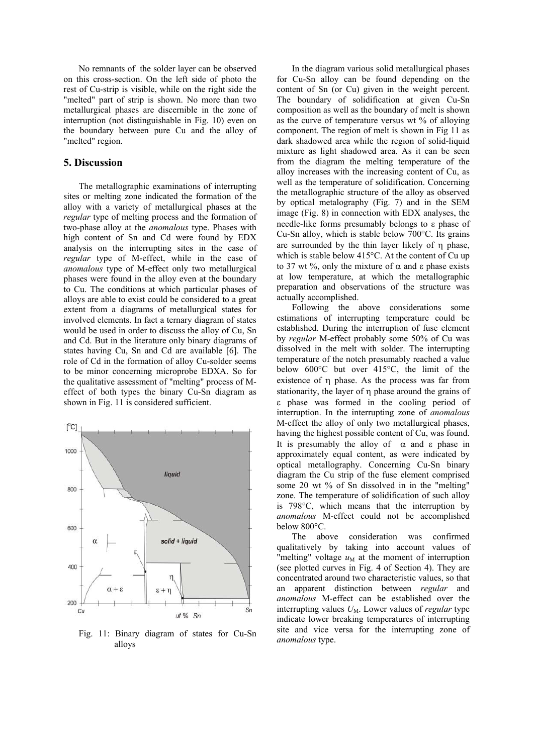No remnants of the solder layer can be observed on this cross-section. On the left side of photo the rest of Cu-strip is visible, while on the right side the "melted" part of strip is shown. No more than two metallurgical phases are discernible in the zone of interruption (not distinguishable in Fig. 10) even on the boundary between pure Cu and the alloy of "melted" region.

## 5. Discussion

The metallographic examinations of interrupting sites or melting zone indicated the formation of the alloy with a variety of metallurgical phases at the *regular* type of melting process and the formation of two-phase alloy at the *anomalous* type. Phases with high content of Sn and Cd were found by EDX analysis on the interrupting sites in the case of *regular* type of M-effect, while in the case of *anomalous* type of M-effect only two metallurgical phases were found in the alloy even at the boundary to Cu. The conditions at which particular phases of alloys are able to exist could be considered to a great extent from a diagrams of metallurgical states for involved elements. In fact a ternary diagram of states would be used in order to discuss the alloy of Cu, Sn and Cd. But in the literature only binary diagrams of states having Cu, Sn and Cd are available [6]. The role of Cd in the formation of alloy Cu-solder seems to be minor concerning microprobe EDXA. So for the qualitative assessment of "melting" process of M-effect of both types the binary Cu-Sn diagram as shown in Fig. 11 is considered sufficient.

Fig. 11: Binary diagram of states for Cu-Sn alloys

In the diagram various solid metallurgical phases for Cu-Sn alloy can be found depending on the content of Sn (or Cu) given in the weight percent. The boundary of solidification at given Cu-Sn composition as well as the boundary of melt is shown as the curve of temperature versus wt % of alloying component. The region of melt is shown in Fig 11 as dark shadowed area while the region of solid-liquid mixture as light shadowed area. As it can be seen from the diagram the melting temperature of the alloy increases with the increasing content of Cu, as well as the temperature of solidification. Concerning the metallographic structure of the alloy as observed by optical metalography (Fig. 7) and in the SEM image (Fig. 8) in connection with EDX analyses, the needle-like forms presumably belongs to $\varepsilon$ phase of Cu-Sn alloy, which is stable below 700°C. Its grains are surrounded by the thin layer likely of $\eta$ phase, which is stable below 415°C. At the content of Cu up to 37 wt %, only the mixture of $\alpha$ and $\varepsilon$ phase exists at low temperature, at which the metallographic preparation and observations of the structure was actually accomplished.

Following the above considerations some estimations of interrupting temperature could be established. During the interruption of fuse element by *regular* M-effect probably some 50% of Cu was dissolved in the melt with solder. The interrupting temperature of the notch presumably reached a value below 600°C but over 415°C, the limit of the existence of $\eta$ phase. As the process was far from stationarity, the layer of $\eta$ phase around the grains of $\varepsilon$ phase was formed in the cooling period of interruption. In the interrupting zone of *anomalous* M-effect the alloy of only two metallurgical phases, having the highest possible content of Cu, was found. It is presumably the alloy of $\alpha$ and $\varepsilon$ phase in approximately equal content, as were indicated by optical metallography. Concerning Cu-Sn binary diagram the Cu strip of the fuse element comprised some 20 wt % of Sn dissolved in in the "melting" zone. The temperature of solidification of such alloy is 798°C, which means that the interruption by *anomalous* M-effect could not be accomplished below 800°C.

The above consideration was confirmed qualitatively by taking into account values of "melting" voltage $u_M$ at the moment of interruption (see plotted curves in Fig. 4 of Section 4). They are concentrated around two characteristic values, so that an apparent distinction between *regular* and *anomalous* M-effect can be established over the interrupting values $U_M$. Lower values of *regular* type indicate lower breaking temperatures of interrupting site and vice versa for the interrupting zone of *anomalous* type.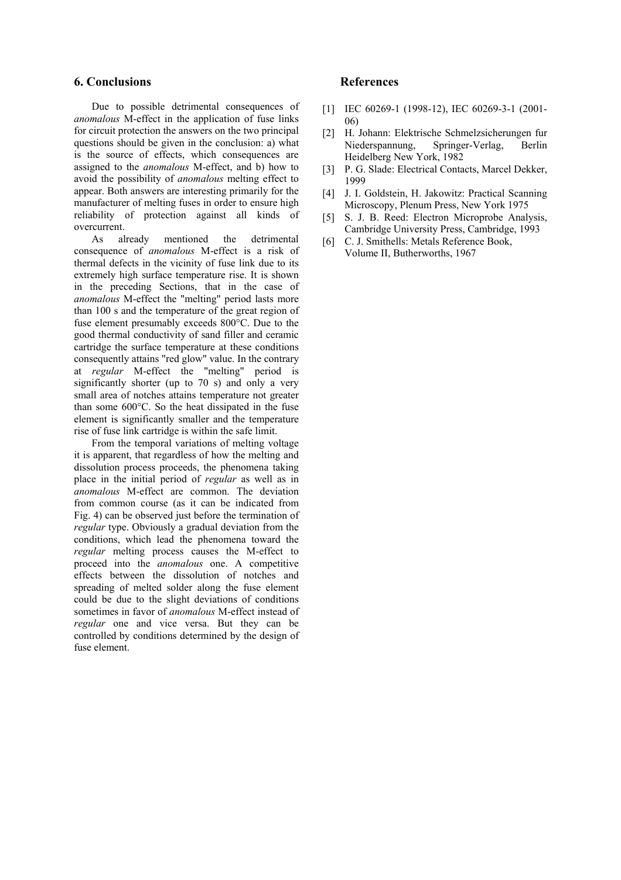## 6. Conclusions

Due to possible detrimental consequences of *anomalous* M-effect in the application of fuse links for circuit protection the answers on the two principal questions should be given in the conclusion: a) what is the source of effects, which consequences are assigned to the *anomalous* M-effect, and b) how to avoid the possibility of *anomalous* melting effect to appear. Both answers are interesting primarily for the manufacturer of melting fuses in order to ensure high reliability of protection against all kinds of overcurrent.

As already mentioned the detrimental consequence of *anomalous* M-effect is a risk of thermal defects in the vicinity of fuse link due to its extremely high surface temperature rise. It is shown in the preceding Sections, that in the case of *anomalous* M-effect the "melting" period lasts more than 100 s and the temperature of the great region of fuse element presumably exceeds 800°C. Due to the good thermal conductivity of sand filler and ceramic cartridge the surface temperature at these conditions consequently attains "red glow" value. In the contrary at *regular* M-effect the "melting" period is significantly shorter (up to 70 s) and only a very small area of notches attains temperature not greater than some 600°C. So the heat dissipated in the fuse element is significantly smaller and the temperature rise of fuse link cartridge is within the safe limit.

From the temporal variations of melting voltage it is apparent, that regardless of how the melting and dissolution process proceeds, the phenomena taking place in the initial period of *regular* as well as in *anomalous* M-effect are common. The deviation from common course (as it can be indicated from Fig. 4) can be observed just before the termination of *regular* type. Obviously a gradual deviation from the conditions, which lead the phenomena toward the *regular* melting process causes the M-effect to proceed into the *anomalous* one. A competitive effects between the dissolution of notches and spreading of melted solder along the fuse element could be due to the slight deviations of conditions sometimes in favor of *anomalous* M-effect instead of *regular* one and vice versa. But they can be controlled by conditions determined by the design of fuse element.

## References

[1] IEC 60269-1 (1998-12), IEC 60269-3-1 (2001-06)

[2] H. Johann: Elektrische Schmelzsicherungen fur Niederspannung, Springer-Verlag, Berlin Heidelberg New York, 1982

[3] P. G. Slade: Electrical Contacts, Marcel Dekker, 1999

[4] J. I. Goldstein, H. Jakowitz: Practical Scanning Microscopy, Plenum Press, New York 1975

[5] S. J. B. Reed: Electron Microprobe Analysis, Cambridge University Press, Cambridge, 1993

[6] C. J. Smithells: Metals Reference Book, Volume II, Butherworths, 1967